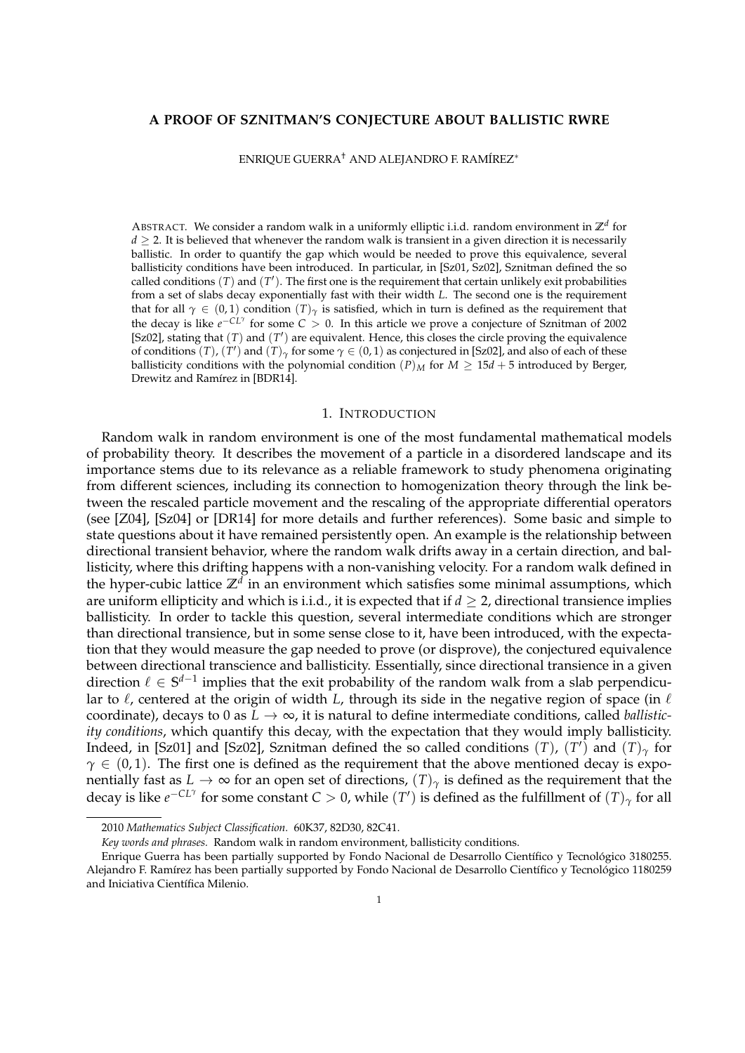# A PROOF OF SZNITMAN'S CONJECTURE ABOUT BALLISTIC RWRE

ENRIQUE GUERRA† AND ALEJANDRO F. RAMÍREZ*

ABSTRACT. We consider a random walk in a uniformly elliptic i.i.d. random environment in $\mathbb{Z}^d$ for $d \geq 2$. It is believed that whenever the random walk is transient in a given direction it is necessarily ballistic. In order to quantify the gap which would be needed to prove this equivalence, several ballisticity conditions have been introduced. In particular, in [Sz01, Sz02], Sznitman defined the so called conditions $(T)$ and $(T')$. The first one is the requirement that certain unlikely exit probabilities from a set of slabs decay exponentially fast with their width $L$. The second one is the requirement that for all $\gamma \in (0,1)$ condition $(T)_\gamma$ is satisfied, which in turn is defined as the requirement that the decay is like $e^{-CL^\gamma}$ for some $C > 0$. In this article we prove a conjecture of Sznitman of 2002 [Sz02], stating that $(T)$ and $(T')$ are equivalent. Hence, this closes the circle proving the equivalence of conditions $(T)$, $(T')$ and $(T)_\gamma$ for some $\gamma \in (0,1)$ as conjectured in [Sz02], and also of each of these ballisticity conditions with the polynomial condition $(P)_M$ for $M \geq 15d + 5$ introduced by Berger, Drewitz and Ramírez in [BDR14].

## 1. INTRODUCTION

Random walk in random environment is one of the most fundamental mathematical models of probability theory. It describes the movement of a particle in a disordered landscape and its importance stems due to its relevance as a reliable framework to study phenomena originating from different sciences, including its connection to homogenization theory through the link between the rescaled particle movement and the rescaling of the appropriate differential operators (see [Z04], [Sz04] or [DR14] for more details and further references). Some basic and simple to state questions about it have remained persistently open. An example is the relationship between directional transient behavior, where the random walk drifts away in a certain direction, and ballisticity, where this drifting happens with a non-vanishing velocity. For a random walk defined in the hyper-cubic lattice $\mathbb{Z}^d$ in an environment which satisfies some minimal assumptions, which are uniform ellipticity and which is i.i.d., it is expected that if $d \geq 2$, directional transience implies ballisticity. In order to tackle this question, several intermediate conditions which are stronger than directional transience, but in some sense close to it, have been introduced, with the expectation that they would measure the gap needed to prove (or disprove), the conjectured equivalence between directional transcience and ballisticity. Essentially, since directional transience in a given direction $\ell \in \mathbb{S}^{d-1}$ implies that the exit probability of the random walk from a slab perpendicular to $\ell$, centered at the origin of width $L$, through its side in the negative region of space (in $\ell$ coordinate), decays to 0 as $L \to \infty$, it is natural to define intermediate conditions, called *ballisticity conditions*, which quantify this decay, with the expectation that they would imply ballisticity. Indeed, in [Sz01] and [Sz02], Sznitman defined the so called conditions $(T)$, $(T')$ and $(T)_\gamma$ for $\gamma \in (0,1)$. The first one is defined as the requirement that the above mentioned decay is exponentially fast as $L \to \infty$ for an open set of directions, $(T)_\gamma$ is defined as the requirement that the decay is like $e^{-CL^\gamma}$ for some constant $C > 0$, while $(T')$ is defined as the fulfillment of $(T)_\gamma$ for all

---

2010 *Mathematics Subject Classification.* 60K37, 82D30, 82C41.

*Key words and phrases.* Random walk in random environment, ballisticity conditions.

Enrique Guerra has been partially supported by Fondo Nacional de Desarrollo Científico y Tecnológico 3180255. Alejandro F. Ramírez has been partially supported by Fondo Nacional de Desarrollo Científico y Tecnológico 1180259 and Iniciativa Científica Milenio.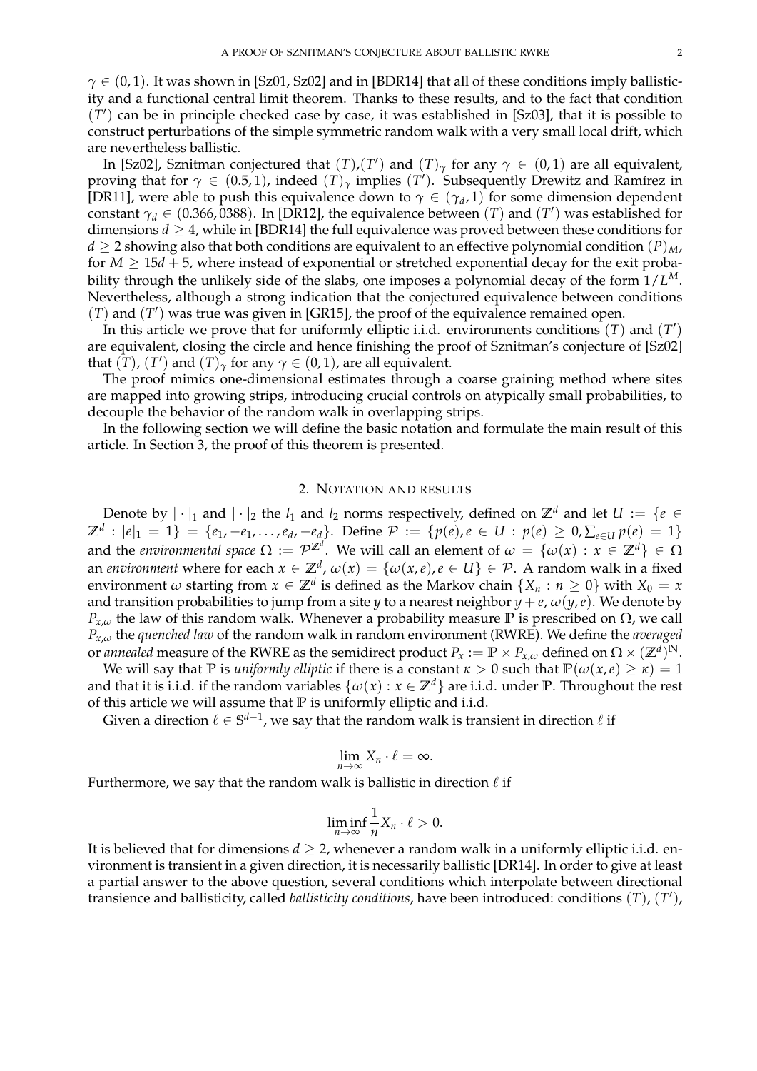$\gamma \in (0,1)$. It was shown in [Sz01, Sz02] and in [BDR14] that all of these conditions imply ballisticity and a functional central limit theorem. Thanks to these results, and to the fact that condition $(T')$ can be in principle checked case by case, it was established in [Sz03], that it is possible to construct perturbations of the simple symmetric random walk with a very small local drift, which are nevertheless ballistic.

In [Sz02], Sznitman conjectured that $(T)$,$(T')$ and $(T)_\gamma$ for any $\gamma \in (0,1)$ are all equivalent, proving that for $\gamma \in (0.5,1)$, indeed $(T)_\gamma$ implies $(T')$. Subsequently Drewitz and Ramírez in [DR11], were able to push this equivalence down to $\gamma \in (\gamma_d, 1)$ for some dimension dependent constant $\gamma_d \in (0.366, 0388)$. In [DR12], the equivalence between $(T)$ and $(T')$ was established for dimensions $d \geq 4$, while in [BDR14] the full equivalence was proved between these conditions for $d \geq 2$ showing also that both conditions are equivalent to an effective polynomial condition $(P)_M$, for $M \geq 15d + 5$, where instead of exponential or stretched exponential decay for the exit probability through the unlikely side of the slabs, one imposes a polynomial decay of the form $1/L^M$. Nevertheless, although a strong indication that the conjectured equivalence between conditions $(T)$ and $(T')$ was true was given in [GR15], the proof of the equivalence remained open.

In this article we prove that for uniformly elliptic i.i.d. environments conditions $(T)$ and $(T')$ are equivalent, closing the circle and hence finishing the proof of Sznitman's conjecture of [Sz02] that $(T)$, $(T')$ and $(T)_\gamma$ for any $\gamma \in (0,1)$, are all equivalent.

The proof mimics one-dimensional estimates through a coarse graining method where sites are mapped into growing strips, introducing crucial controls on atypically small probabilities, to decouple the behavior of the random walk in overlapping strips.

In the following section we will define the basic notation and formulate the main result of this article. In Section 3, the proof of this theorem is presented.

## 2. Notation and results

Denote by $|\cdot|_1$ and $|\cdot|_2$ the $l_1$ and $l_2$ norms respectively, defined on $\mathbb{Z}^d$ and let $U := \{e \in \mathbb{Z}^d : |e|_1 = 1\} = \{e_1, -e_1, \dots, e_d, -e_d\}$. Define $\mathcal{P} := \{p(e), e \in U : p(e) \geq 0, \sum_{e \in U} p(e) = 1\}$ and the *environmental space* $\Omega := \mathcal{P}^{\mathbb{Z}^d}$. We will call an element of $\omega = \{\omega(x) : x \in \mathbb{Z}^d\} \in \Omega$ an *environment* where for each $x \in \mathbb{Z}^d$, $\omega(x) = \{\omega(x,e), e \in U\} \in \mathcal{P}$. A random walk in a fixed environment $\omega$ starting from $x \in \mathbb{Z}^d$ is defined as the Markov chain $\{X_n : n \geq 0\}$ with $X_0 = x$ and transition probabilities to jump from a site $y$ to a nearest neighbor $y + e$, $\omega(y,e)$. We denote by $P_{x,\omega}$ the law of this random walk. Whenever a probability measure $\mathbb{P}$ is prescribed on $\Omega$, we call $P_{x,\omega}$ the *quenched law* of the random walk in random environment (RWRE). We define the *averaged* or *annealed* measure of the RWRE as the semidirect product $P_x := \mathbb{P} \times P_{x,\omega}$ defined on $\Omega \times (\mathbb{Z}^d)^{\mathbb{N}}$.

We will say that $\mathbb{P}$ is *uniformly elliptic* if there is a constant $\kappa > 0$ such that $\mathbb{P}(\omega(x,e) \geq \kappa) = 1$ and that it is i.i.d. if the random variables $\{\omega(x) : x \in \mathbb{Z}^d\}$ are i.i.d. under $\mathbb{P}$. Throughout the rest of this article we will assume that $\mathbb{P}$ is uniformly elliptic and i.i.d.

Given a direction $\ell \in \mathbb{S}^{d-1}$, we say that the random walk is transient in direction $\ell$ if

$$\lim_{n\to\infty} X_n \cdot \ell = \infty.$$

Furthermore, we say that the random walk is ballistic in direction $\ell$ if

$$\liminf_{n\to\infty} \frac{1}{n} X_n \cdot \ell > 0.$$

It is believed that for dimensions $d \geq 2$, whenever a random walk in a uniformly elliptic i.i.d. environment is transient in a given direction, it is necessarily ballistic [DR14]. In order to give at least a partial answer to the above question, several conditions which interpolate between directional transience and ballisticity, called *ballisticity conditions*, have been introduced: conditions $(T)$, $(T')$,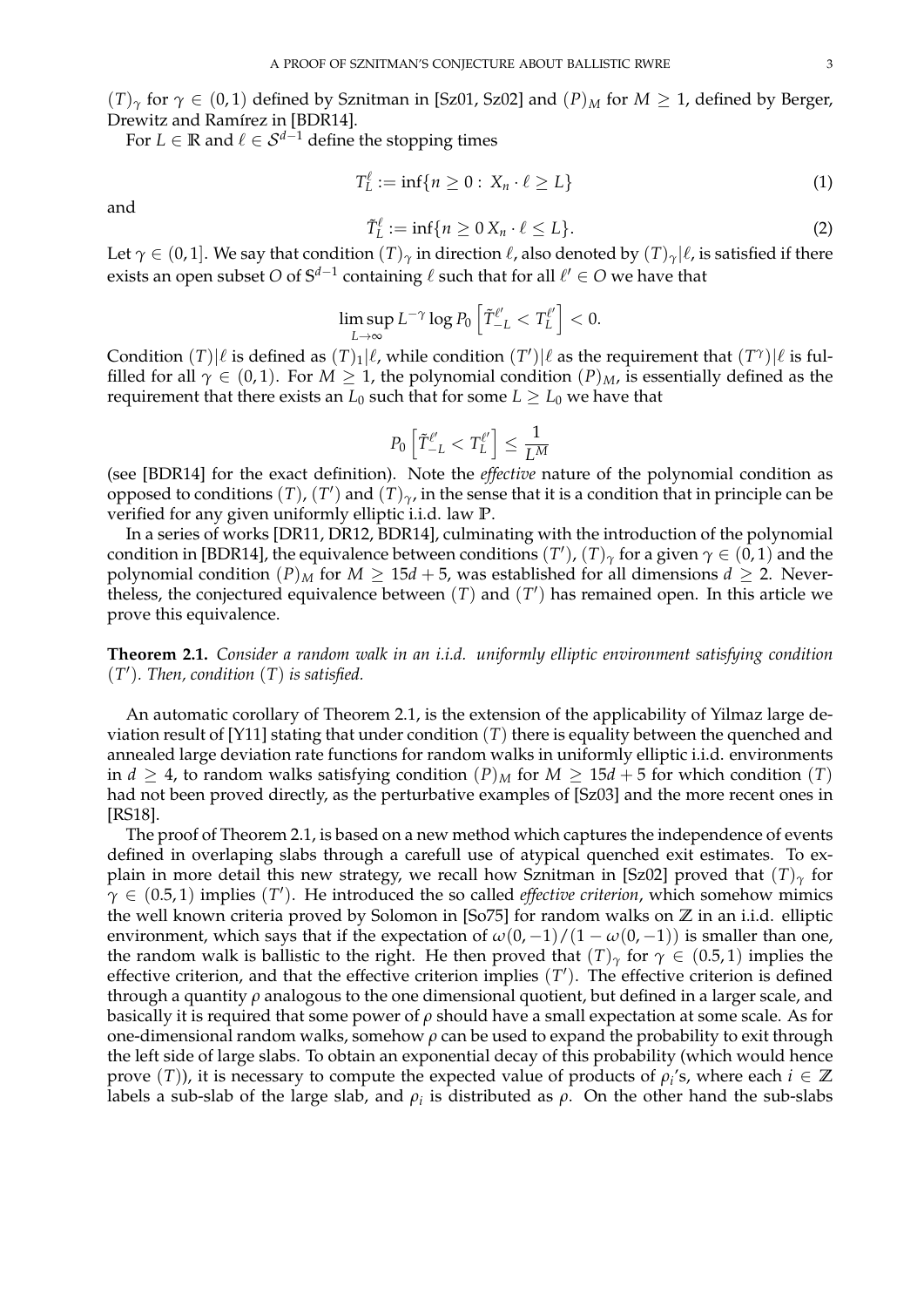$(T)_\gamma$ for $\gamma \in (0,1)$ defined by Sznitman in [Sz01, Sz02] and $(P)_M$ for $M \geq 1$, defined by Berger, Drewitz and Ramírez in [BDR14].

For $L \in \mathbb{R}$ and $\ell \in \mathcal{S}^{d-1}$ define the stopping times

$$T_L^\ell := \inf\{n \geq 0 : X_n \cdot \ell \geq L\} \tag{1}$$

and

$$\tilde{T}_L^\ell := \inf\{n \geq 0 \, X_n \cdot \ell \leq L\}. \tag{2}$$

Let $\gamma \in (0,1]$. We say that condition $(T)_\gamma$ in direction $\ell$, also denoted by $(T)_\gamma|\ell$, is satisfied if there exists an open subset $O$ of $\mathbb{S}^{d-1}$ containing $\ell$ such that for all $\ell' \in O$ we have that

$$\limsup_{L\to\infty} L^{-\gamma} \log P_0 \left[ \tilde{T}_{-L}^{\ell'} < T_L^{\ell'} \right] < 0.$$

Condition $(T)|\ell$ is defined as $(T)_1|\ell$, while condition $(T')|\ell$ as the requirement that $(T^\gamma)|\ell$ is fulfilled for all $\gamma \in (0,1)$. For $M \geq 1$, the polynomial condition $(P)_M$, is essentially defined as the requirement that there exists an $L_0$ such that for some $L \geq L_0$ we have that

$$P_0 \left[ \tilde{T}_{-L}^{\ell'} < T_L^{\ell'} \right] \leq \frac{1}{L^M}$$

(see [BDR14] for the exact definition). Note the *effective* nature of the polynomial condition as opposed to conditions $(T)$, $(T')$ and $(T)_\gamma$, in the sense that it is a condition that in principle can be verified for any given uniformly elliptic i.i.d. law $\mathbb{P}$.

In a series of works [DR11, DR12, BDR14], culminating with the introduction of the polynomial condition in [BDR14], the equivalence between conditions $(T')$, $(T)_\gamma$ for a given $\gamma \in (0,1)$ and the polynomial condition $(P)_M$ for $M \geq 15d+5$, was established for all dimensions $d \geq 2$. Nevertheless, the conjectured equivalence between $(T)$ and $(T')$ has remained open. In this article we prove this equivalence.

**Theorem 2.1.** *Consider a random walk in an i.i.d. uniformly elliptic environment satisfying condition $(T')$. Then, condition $(T)$ is satisfied.*

An automatic corollary of Theorem 2.1, is the extension of the applicability of Yilmaz large deviation result of [Y11] stating that under condition $(T)$ there is equality between the quenched and annealed large deviation rate functions for random walks in uniformly elliptic i.i.d. environments in $d \geq 4$, to random walks satisfying condition $(P)_M$ for $M \geq 15d+5$ for which condition $(T)$ had not been proved directly, as the perturbative examples of [Sz03] and the more recent ones in [RS18].

The proof of Theorem 2.1, is based on a new method which captures the independence of events defined in overlaping slabs through a carefull use of atypical quenched exit estimates. To explain in more detail this new strategy, we recall how Sznitman in [Sz02] proved that $(T)_\gamma$ for $\gamma \in (0.5,1)$ implies $(T')$. He introduced the so called *effective criterion*, which somehow mimics the well known criteria proved by Solomon in [So75] for random walks on $\mathbb{Z}$ in an i.i.d. elliptic environment, which says that if the expectation of $\omega(0,-1)/(1-\omega(0,-1))$ is smaller than one, the random walk is ballistic to the right. He then proved that $(T)_\gamma$ for $\gamma \in (0.5,1)$ implies the effective criterion, and that the effective criterion implies $(T')$. The effective criterion is defined through a quantity $\rho$ analogous to the one dimensional quotient, but defined in a larger scale, and basically it is required that some power of $\rho$ should have a small expectation at some scale. As for one-dimensional random walks, somehow $\rho$ can be used to expand the probability to exit through the left side of large slabs. To obtain an exponential decay of this probability (which would hence prove $(T)$), it is necessary to compute the expected value of products of $\rho_i$'s, where each $i \in \mathbb{Z}$ labels a sub-slab of the large slab, and $\rho_i$ is distributed as $\rho$. On the other hand the sub-slabs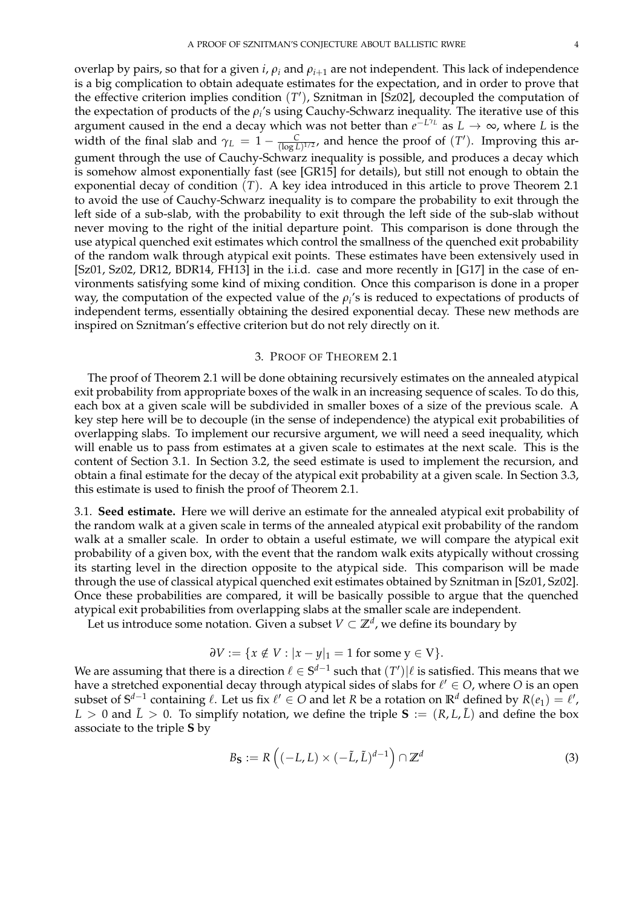overlap by pairs, so that for a given $i$, $\rho_i$ and $\rho_{i+1}$ are not independent. This lack of independence is a big complication to obtain adequate estimates for the expectation, and in order to prove that the effective criterion implies condition $(T')$, Sznitman in [Sz02], decoupled the computation of the expectation of products of the $\rho_i$'s using Cauchy-Schwarz inequality. The iterative use of this argument caused in the end a decay which was not better than $e^{-L^{\gamma_L}}$ as $L \to \infty$, where $L$ is the width of the final slab and $\gamma_L = 1 - \frac{C}{(\log L)^{1/2}}$, and hence the proof of $(T')$. Improving this argument through the use of Cauchy-Schwarz inequality is possible, and produces a decay which is somehow almost exponentially fast (see [GR15] for details), but still not enough to obtain the exponential decay of condition $(T)$. A key idea introduced in this article to prove Theorem 2.1 to avoid the use of Cauchy-Schwarz inequality is to compare the probability to exit through the left side of a sub-slab, with the probability to exit through the left side of the sub-slab without never moving to the right of the initial departure point. This comparison is done through the use atypical quenched exit estimates which control the smallness of the quenched exit probability of the random walk through atypical exit points. These estimates have been extensively used in [Sz01, Sz02, DR12, BDR14, FH13] in the i.i.d. case and more recently in [G17] in the case of environments satisfying some kind of mixing condition. Once this comparison is done in a proper way, the computation of the expected value of the $\rho_i$'s is reduced to expectations of products of independent terms, essentially obtaining the desired exponential decay. These new methods are inspired on Sznitman's effective criterion but do not rely directly on it.

## 3. Proof of Theorem 2.1

The proof of Theorem 2.1 will be done obtaining recursively estimates on the annealed atypical exit probability from appropriate boxes of the walk in an increasing sequence of scales. To do this, each box at a given scale will be subdivided in smaller boxes of a size of the previous scale. A key step here will be to decouple (in the sense of independence) the atypical exit probabilities of overlapping slabs. To implement our recursive argument, we will need a seed inequality, which will enable us to pass from estimates at a given scale to estimates at the next scale. This is the content of Section 3.1. In Section 3.2, the seed estimate is used to implement the recursion, and obtain a final estimate for the decay of the atypical exit probability at a given scale. In Section 3.3, this estimate is used to finish the proof of Theorem 2.1.

3.1. **Seed estimate.** Here we will derive an estimate for the annealed atypical exit probability of the random walk at a given scale in terms of the annealed atypical exit probability of the random walk at a smaller scale. In order to obtain a useful estimate, we will compare the atypical exit probability of a given box, with the event that the random walk exits atypically without crossing its starting level in the direction opposite to the atypical side. This comparison will be made through the use of classical atypical quenched exit estimates obtained by Sznitman in [Sz01, Sz02]. Once these probabilities are compared, it will be basically possible to argue that the quenched atypical exit probabilities from overlapping slabs at the smaller scale are independent.

Let us introduce some notation. Given a subset $V \subset \mathbb{Z}^d$, we define its boundary by

$$\partial V := \{x \notin V : |x - y|_1 = 1 \text{ for some y} \in \text{V}\}.$$

We are assuming that there is a direction $\ell \in \mathbb{S}^{d-1}$ such that $(T')|\ell$ is satisfied. This means that we have a stretched exponential decay through atypical sides of slabs for $\ell' \in O$, where $O$ is an open subset of $\mathbb{S}^{d-1}$ containing $\ell$. Let us fix $\ell' \in O$ and let $R$ be a rotation on $\mathbb{R}^d$ defined by $R(e_1) = \ell'$, $L > 0$ and $\tilde{L} > 0$. To simplify notation, we define the triple $\mathbf{S} := (R, L, \tilde{L})$ and define the box associate to the triple $\mathbf{S}$ by

$$B_{\mathbf{S}} := R\left((-L, L) \times (-\tilde{L}, \tilde{L})^{d-1}\right) \cap \mathbb{Z}^d \tag{3}$$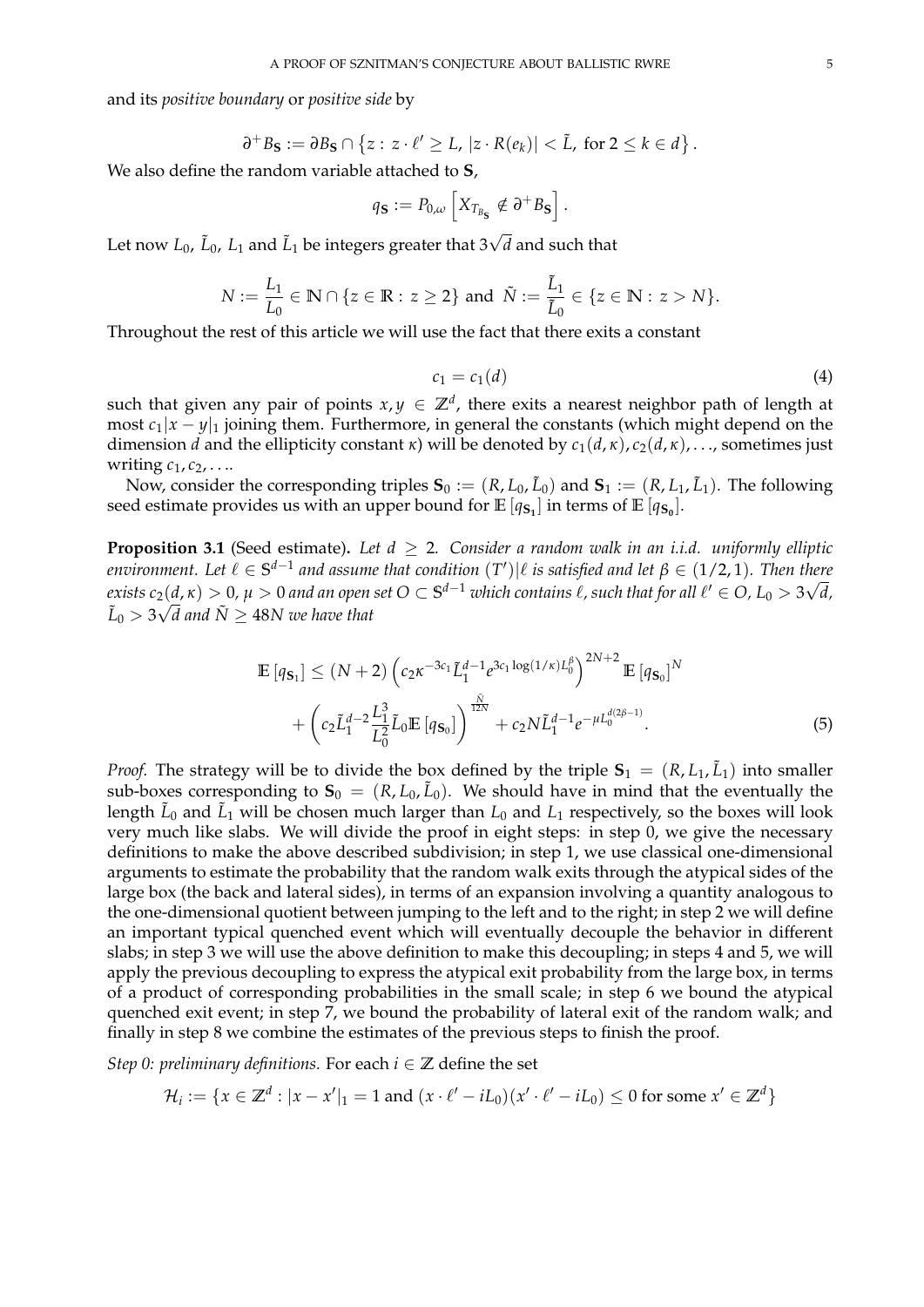and its *positive boundary* or *positive side* by

$$\partial^+ B_{\mathbf{S}} := \partial B_{\mathbf{S}} \cap \left\{ z : \, z \cdot \ell' \geq L, \, |z \cdot R(e_k)| < \tilde{L}, \text{ for } 2 \leq k \in d \right\}.$$

We also define the random variable attached to $\mathbf{S}$,

$$q_{\mathbf{S}} := P_{0,\omega} \left[ X_{T_{B_{\mathbf{S}}}} \notin \partial^+ B_{\mathbf{S}} \right].$$

Let now $L_0$, $\tilde{L}_0$, $L_1$ and $\tilde{L}_1$ be integers greater that $3\sqrt{d}$ and such that

$$N := \frac{L_1}{L_0} \in \mathbb{N} \cap \{z \in \mathbb{R} : \, z \geq 2\} \text{ and } \tilde{N} := \frac{\tilde{L}_1}{\tilde{L}_0} \in \{z \in \mathbb{N} : \, z > N\}.$$

Throughout the rest of this article we will use the fact that there exits a constant

$$c_1 = c_1(d) \tag{4}$$

such that given any pair of points $x, y \in \mathbb{Z}^d$, there exits a nearest neighbor path of length at most $c_1|x - y|_1$ joining them. Furthermore, in general the constants (which might depend on the dimension $d$ and the ellipticity constant $\kappa$) will be denoted by $c_1(d, \kappa), c_2(d, \kappa), \ldots$, sometimes just writing $c_1, c_2, \ldots$.

Now, consider the corresponding triples $\mathbf{S}_0 := (R, L_0, \tilde{L}_0)$ and $\mathbf{S}_1 := (R, L_1, \tilde{L}_1)$. The following seed estimate provides us with an upper bound for $\mathbb{E}\left[q_{\mathbf{S}_1}\right]$ in terms of $\mathbb{E}\left[q_{\mathbf{S}_0}\right]$.

**Proposition 3.1** (Seed estimate)**.** *Let $d \geq 2$. Consider a random walk in an i.i.d. uniformly elliptic environment. Let $\ell \in \mathbb{S}^{d-1}$ and assume that condition $(T')|\ell$ is satisfied and let $\beta \in (1/2, 1)$. Then there exists $c_2(d, \kappa) > 0$, $\mu > 0$ and an open set $O \subset \mathbb{S}^{d-1}$ which contains $\ell$, such that for all $\ell' \in O$, $L_0 > 3\sqrt{d}$, $\tilde{L}_0 > 3\sqrt{d}$ and $\tilde{N} \geq 48N$ we have that*

$$\begin{aligned}
\mathbb{E}\left[q_{\mathbf{S}_1}\right] \leq \; & (N+2) \left( c_2 \kappa^{-3c_1} \tilde{L}_1^{d-1} e^{3c_1 \log(1/\kappa) L_0^{\beta}} \right)^{2N+2} \mathbb{E}\left[q_{\mathbf{S}_0}\right]^N \\
& + \left( c_2 \tilde{L}_1^{d-2} \frac{L_1^3}{L_0^2} \tilde{L}_0 \mathbb{E}\left[q_{\mathbf{S}_0}\right] \right)^{\frac{\tilde{N}}{12N}} + c_2 N \tilde{L}_1^{d-1} e^{-\mu L_0^{d(2\beta-1)}}.
\end{aligned} \tag{5}$$

*Proof.* The strategy will be to divide the box defined by the triple $\mathbf{S}_1 = (R, L_1, \tilde{L}_1)$ into smaller sub-boxes corresponding to $\mathbf{S}_0 = (R, L_0, \tilde{L}_0)$. We should have in mind that the eventually the length $\tilde{L}_0$ and $\tilde{L}_1$ will be chosen much larger than $L_0$ and $L_1$ respectively, so the boxes will look very much like slabs. We will divide the proof in eight steps: in step 0, we give the necessary definitions to make the above described subdivision; in step 1, we use classical one-dimensional arguments to estimate the probability that the random walk exits through the atypical sides of the large box (the back and lateral sides), in terms of an expansion involving a quantity analogous to the one-dimensional quotient between jumping to the left and to the right; in step 2 we will define an important typical quenched event which will eventually decouple the behavior in different slabs; in step 3 we will use the above definition to make this decoupling; in steps 4 and 5, we will apply the previous decoupling to express the atypical exit probability from the large box, in terms of a product of corresponding probabilities in the small scale; in step 6 we bound the atypical quenched exit event; in step 7, we bound the probability of lateral exit of the random walk; and finally in step 8 we combine the estimates of the previous steps to finish the proof.

*Step 0: preliminary definitions.* For each $i \in \mathbb{Z}$ define the set

$$\mathcal{H}_i := \{x \in \mathbb{Z}^d : |x - x'|_1 = 1 \text{ and } (x \cdot \ell' - iL_0)(x' \cdot \ell' - iL_0) \leq 0 \text{ for some } x' \in \mathbb{Z}^d\}$$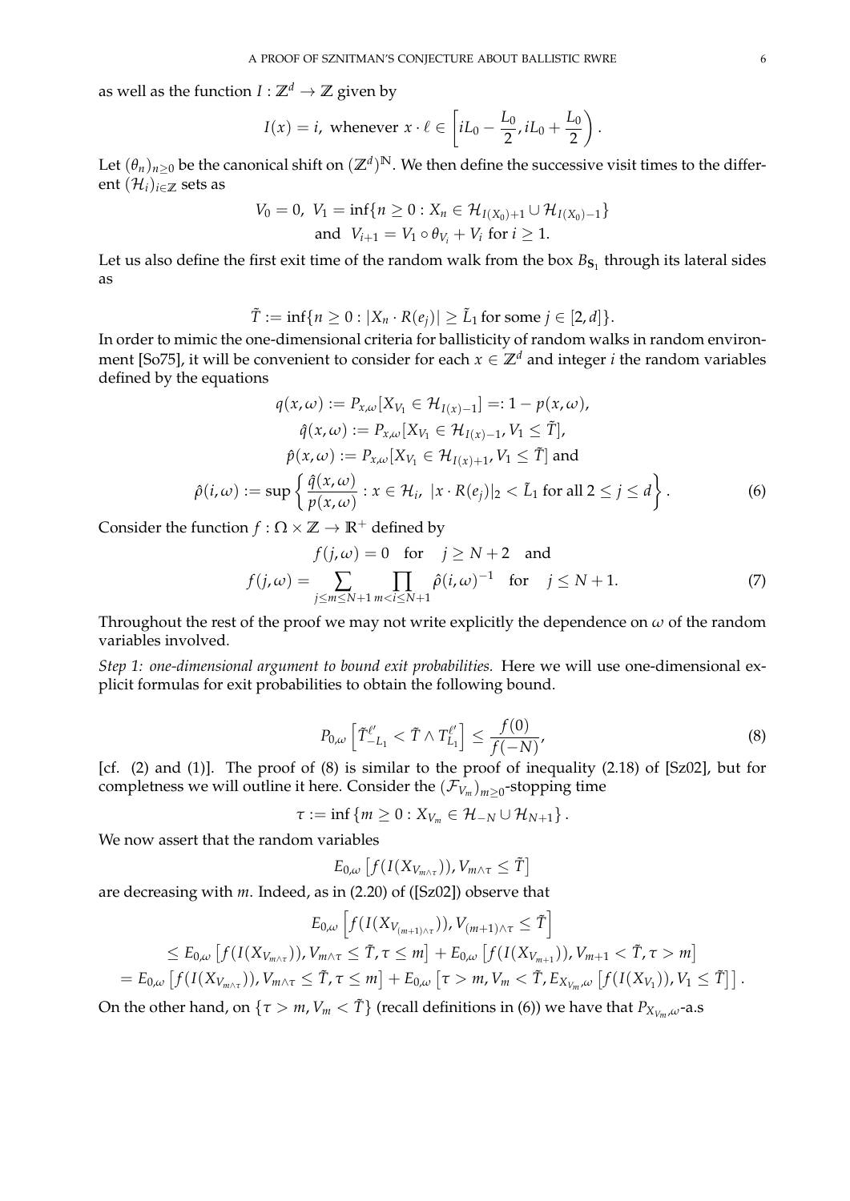as well as the function $I : \mathbb{Z}^d \to \mathbb{Z}$ given by

$$I(x) = i, \text{ whenever } x \cdot \ell \in \left[ iL_0 - \frac{L_0}{2}, iL_0 + \frac{L_0}{2} \right).$$

Let $(\theta_n)_{n \geq 0}$ be the canonical shift on $(\mathbb{Z}^d)^{\mathbb{N}}$. We then define the successive visit times to the different $(\mathcal{H}_i)_{i \in \mathbb{Z}}$ sets as

$$V_0 = 0, \; V_1 = \inf\{n \geq 0 : X_n \in \mathcal{H}_{I(X_0)+1} \cup \mathcal{H}_{I(X_0)-1}\}$$
$$\text{and } \; V_{i+1} = V_1 \circ \theta_{V_i} + V_i \text{ for } i \geq 1.$$

Let us also define the first exit time of the random walk from the box $B_{\mathbf{S}_1}$ through its lateral sides as

$$\tilde{T} := \inf\{n \geq 0 : |X_n \cdot R(e_j)| \geq \tilde{L}_1 \text{ for some } j \in [2, d]\}.$$

In order to mimic the one-dimensional criteria for ballisticity of random walks in random environment [So75], it will be convenient to consider for each $x \in \mathbb{Z}^d$ and integer $i$ the random variables defined by the equations

$$\begin{aligned}
q(x, \omega) &:= P_{x,\omega}[X_{V_1} \in \mathcal{H}_{I(x)-1}] =: 1 - p(x, \omega), \\
\hat{q}(x, \omega) &:= P_{x,\omega}[X_{V_1} \in \mathcal{H}_{I(x)-1}, V_1 \leq \tilde{T}], \\
\hat{p}(x, \omega) &:= P_{x,\omega}[X_{V_1} \in \mathcal{H}_{I(x)+1}, V_1 \leq \tilde{T}] \text{ and} \\
\hat{\rho}(i, \omega) &:= \sup\left\{ \frac{\hat{q}(x, \omega)}{p(x, \omega)} : x \in \mathcal{H}_i, \; |x \cdot R(e_j)|_2 < \tilde{L}_1 \text{ for all } 2 \leq j \leq d \right\}.
\end{aligned} \tag{6}$$

Consider the function $f : \Omega \times \mathbb{Z} \to \mathbb{R}^+$ defined by

$$\begin{aligned}
f(j, \omega) &= 0 \quad \text{for} \quad j \geq N + 2 \quad \text{and} \\
f(j, \omega) &= \sum_{j \leq m \leq N+1} \prod_{m < i \leq N+1} \hat{\rho}(i, \omega)^{-1} \quad \text{for} \quad j \leq N + 1.
\end{aligned} \tag{7}$$

Throughout the rest of the proof we may not write explicitly the dependence on $\omega$ of the random variables involved.

*Step 1: one-dimensional argument to bound exit probabilities.* Here we will use one-dimensional explicit formulas for exit probabilities to obtain the following bound.

$$P_{0,\omega}\left[ \tilde{T}^{\ell'}_{-L_1} < \tilde{T} \wedge T^{\ell'}_{L_1} \right] \leq \frac{f(0)}{f(-N)}, \tag{8}$$

[cf. (2) and (1)]. The proof of (8) is similar to the proof of inequality (2.18) of [Sz02], but for completness we will outline it here. Consider the $(\mathcal{F}_{V_m})_{m \geq 0}$-stopping time

$$\tau := \inf\{m \geq 0 : X_{V_m} \in \mathcal{H}_{-N} \cup \mathcal{H}_{N+1}\}.$$

We now assert that the random variables

$$E_{0,\omega}\left[ f(I(X_{V_{m \wedge \tau}})), V_{m \wedge \tau} \leq \tilde{T} \right]$$

are decreasing with $m$. Indeed, as in (2.20) of ([Sz02]) observe that

$$\begin{aligned}
&E_{0,\omega}\left[ f(I(X_{V_{(m+1)\wedge\tau}})), V_{(m+1)\wedge\tau} \leq \tilde{T} \right] \\
&\leq E_{0,\omega}\left[ f(I(X_{V_{m\wedge\tau}})), V_{m\wedge\tau} \leq \tilde{T}, \tau \leq m \right] + E_{0,\omega}\left[ f(I(X_{V_{m+1}})), V_{m+1} < \tilde{T}, \tau > m \right] \\
&= E_{0,\omega}\left[ f(I(X_{V_{m\wedge\tau}})), V_{m\wedge\tau} \leq \tilde{T}, \tau \leq m \right] + E_{0,\omega}\left[ \tau > m, V_m < \tilde{T}, E_{X_{V_m},\omega}\left[ f(I(X_{V_1})), V_1 \leq \tilde{T} \right] \right].
\end{aligned}$$

On the other hand, on $\{\tau > m, V_m < \tilde{T}\}$ (recall definitions in (6)) we have that $P_{X_{V_m},\omega}$-a.s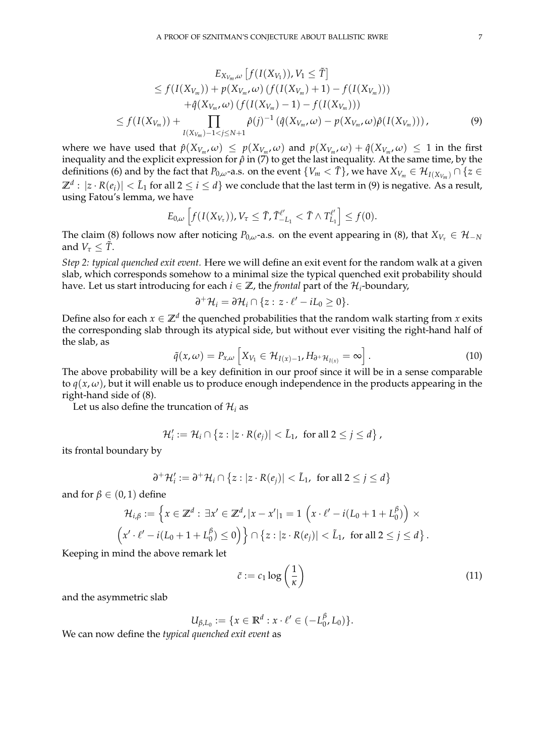$$
\begin{aligned}
& E_{X_{V_m},\omega}\left[f(I(X_{V_1})), V_1 \leq \tilde{T}\right] \\
\leq\ & f(I(X_{V_m})) + p(X_{V_m},\omega)\left(f(I(X_{V_m})+1) - f(I(X_{V_m}))\right) \\
& + \hat{q}(X_{V_m},\omega)\left(f(I(X_{V_m})-1) - f(I(X_{V_m}))\right) \\
\leq\ & f(I(X_{V_m})) + \prod_{I(X_{V_m})-1<j\leq N+1} \hat{\rho}(j)^{-1}\left(\hat{q}(X_{V_m},\omega) - p(X_{V_m},\omega)\hat{\rho}(I(X_{V_m}))\right),
\end{aligned}
\tag{9}
$$

where we have used that $\hat{p}(X_{V_m},\omega) \leq p(X_{V_m},\omega)$ and $p(X_{V_m},\omega) + \hat{q}(X_{V_m},\omega) \leq 1$ in the first inequality and the explicit expression for $\hat{\rho}$ in (7) to get the last inequality. At the same time, by the definitions (6) and by the fact that $P_{0,\omega}$-a.s. on the event $\{V_m < \tilde{T}\}$, we have $X_{V_m} \in \mathcal{H}_{I(X_{V_m})} \cap \{z \in \mathbb{Z}^d : |z \cdot R(e_i)| < \tilde{L}_1 \text{ for all } 2 \leq i \leq d\}$ we conclude that the last term in (9) is negative. As a result, using Fatou's lemma, we have

$$
E_{0,\omega}\left[f(I(X_{V_\tau})), V_\tau \leq \tilde{T}, \tilde{T}^{\ell'}_{-L_1} < \tilde{T} \wedge T^{\ell'}_{L_1}\right] \leq f(0).
$$

The claim (8) follows now after noticing $P_{0,\omega}$-a.s. on the event appearing in (8), that $X_{V_\tau} \in \mathcal{H}_{-N}$ and $V_\tau \leq \tilde{T}$.

*Step 2: typical quenched exit event.* Here we will define an exit event for the random walk at a given slab, which corresponds somehow to a minimal size the typical quenched exit probability should have. Let us start introducing for each $i \in \mathbb{Z}$, the *frontal* part of the $\mathcal{H}_i$-boundary,

$$
\partial^+\mathcal{H}_i = \partial\mathcal{H}_i \cap \{z : z \cdot \ell' - iL_0 \geq 0\}.
$$

Define also for each $x \in \mathbb{Z}^d$ the quenched probabilities that the random walk starting from $x$ exits the corresponding slab through its atypical side, but without ever visiting the right-hand half of the slab, as

$$
\tilde{q}(x,\omega) = P_{x,\omega}\left[X_{V_1} \in \mathcal{H}_{I(x)-1}, H_{\partial^+\mathcal{H}_{I(x)}} = \infty\right].
\tag{10}
$$

The above probability will be a key definition in our proof since it will be in a sense comparable to $q(x,\omega)$, but it will enable us to produce enough independence in the products appearing in the right-hand side of (8).

Let us also define the truncation of $\mathcal{H}_i$ as

$$
\mathcal{H}'_i := \mathcal{H}_i \cap \left\{z : |z \cdot R(e_j)| < \tilde{L}_1, \text{ for all } 2 \leq j \leq d\right\},
$$

its frontal boundary by

$$
\partial^+\mathcal{H}'_i := \partial^+\mathcal{H}_i \cap \left\{z : |z \cdot R(e_j)| < \tilde{L}_1, \text{ for all } 2 \leq j \leq d\right\}
$$

and for $\beta \in (0,1)$ define

$$
\begin{aligned}
\mathcal{H}_{i,\beta} := \Big\{ & x \in \mathbb{Z}^d : \exists x' \in \mathbb{Z}^d, |x - x'|_1 = 1 \ \left(x \cdot \ell' - i(L_0 + 1 + L_0^\beta)\right) \times \\
& \left(x' \cdot \ell' - i(L_0 + 1 + L_0^\beta) \leq 0\right)\Big\} \cap \left\{z : |z \cdot R(e_j)| < \tilde{L}_1, \text{ for all } 2 \leq j \leq d\right\}.
\end{aligned}
$$

Keeping in mind the above remark let

$$
\tilde{c} := c_1 \log\left(\frac{1}{\kappa}\right)
\tag{11}
$$

and the asymmetric slab

$$
U_{\beta,L_0} := \{x \in \mathbb{R}^d : x \cdot \ell' \in (-L_0^\beta, L_0)\}.
$$

We can now define the *typical quenched exit event* as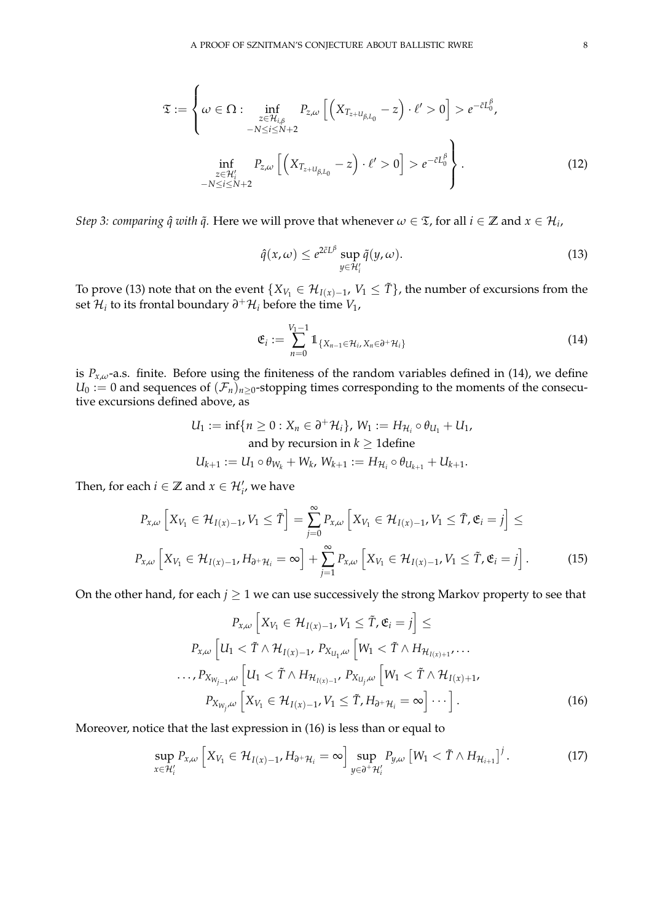$$\mathfrak{T} := \left\{ \omega \in \Omega : \inf_{\substack{z \in \mathcal{H}_{i,\beta} \\ -N \leq i \leq N+2}} P_{z,\omega}\left[ \left( X_{T_{z+U_{\beta,L_0}}} - z \right) \cdot \ell' > 0 \right] > e^{-\tilde{c}L_0^\beta}, \right.$$
$$\left. \inf_{\substack{z \in \mathcal{H}'_i \\ -N \leq i \leq N+2}} P_{z,\omega}\left[ \left( X_{T_{z+U_{\beta,L_0}}} - z \right) \cdot \ell' > 0 \right] > e^{-\tilde{c}L_0^\beta} \right\}. \tag{12}$$

*Step 3: comparing $\hat{q}$ with $\tilde{q}$.* Here we will prove that whenever $\omega \in \mathfrak{T}$, for all $i \in \mathbb{Z}$ and $x \in \mathcal{H}_i$,

$$\hat{q}(x,\omega) \leq e^{2\tilde{c}L^\beta} \sup_{y \in \mathcal{H}'_i} \tilde{q}(y,\omega). \tag{13}$$

To prove (13) note that on the event $\{X_{V_1} \in \mathcal{H}_{I(x)-1}, V_1 \leq \tilde{T}\}$, the number of excursions from the set $\mathcal{H}_i$ to its frontal boundary $\partial^+\mathcal{H}_i$ before the time $V_1$,

$$\mathfrak{E}_i := \sum_{n=0}^{V_1-1} \mathbb{1}_{\{X_{n-1} \in \mathcal{H}_i, X_n \in \partial^+\mathcal{H}_i\}} \tag{14}$$

is $P_{x,\omega}$-a.s. finite. Before using the finiteness of the random variables defined in (14), we define $U_0 := 0$ and sequences of $(\mathcal{F}_n)_{n\geq 0}$-stopping times corresponding to the moments of the consecutive excursions defined above, as

$$U_1 := \inf\{n \geq 0 : X_n \in \partial^+\mathcal{H}_i\},\ W_1 := H_{\mathcal{H}_i} \circ \theta_{U_1} + U_1,$$
$$\text{and by recursion in } k \geq 1\text{define}$$
$$U_{k+1} := U_1 \circ \theta_{W_k} + W_k,\ W_{k+1} := H_{\mathcal{H}_i} \circ \theta_{U_{k+1}} + U_{k+1}.$$

Then, for each $i \in \mathbb{Z}$ and $x \in \mathcal{H}'_i$, we have

$$P_{x,\omega}\left[X_{V_1} \in \mathcal{H}_{I(x)-1}, V_1 \leq \tilde{T}\right] = \sum_{j=0}^{\infty} P_{x,\omega}\left[X_{V_1} \in \mathcal{H}_{I(x)-1}, V_1 \leq \tilde{T}, \mathfrak{E}_i = j\right] \leq$$
$$P_{x,\omega}\left[X_{V_1} \in \mathcal{H}_{I(x)-1}, H_{\partial^+\mathcal{H}_i} = \infty\right] + \sum_{j=1}^{\infty} P_{x,\omega}\left[X_{V_1} \in \mathcal{H}_{I(x)-1}, V_1 \leq \tilde{T}, \mathfrak{E}_i = j\right]. \tag{15}$$

On the other hand, for each $j \geq 1$ we can use successively the strong Markov property to see that

$$P_{x,\omega}\left[X_{V_1} \in \mathcal{H}_{I(x)-1}, V_1 \leq \tilde{T}, \mathfrak{E}_i = j\right] \leq$$
$$P_{x,\omega}\left[U_1 < \tilde{T} \wedge \mathcal{H}_{I(x)-1},\ P_{X_{U_1},\omega}\left[W_1 < \tilde{T} \wedge H_{\mathcal{H}_{I(x)+1}}, \ldots\right.\right.$$
$$\ldots, P_{X_{W_{j-1}},\omega}\left[U_1 < \tilde{T} \wedge H_{\mathcal{H}_{I(x)-1}},\ P_{X_{U_j},\omega}\left[W_1 < \tilde{T} \wedge \mathcal{H}_{I(x)+1},\right.\right.$$
$$\left.\left. P_{X_{W_j},\omega}\left[X_{V_1} \in \mathcal{H}_{I(x)-1}, V_1 \leq \tilde{T}, H_{\partial^+\mathcal{H}_i} = \infty\right] \cdots\right]. \tag{16}$$

Moreover, notice that the last expression in (16) is less than or equal to

$$\sup_{x \in \mathcal{H}'_i} P_{x,\omega}\left[X_{V_1} \in \mathcal{H}_{I(x)-1}, H_{\partial^+\mathcal{H}_i} = \infty\right] \sup_{y \in \partial^+\mathcal{H}'_i} P_{y,\omega}\left[W_1 < \tilde{T} \wedge H_{\mathcal{H}_{i+1}}\right]^j. \tag{17}$$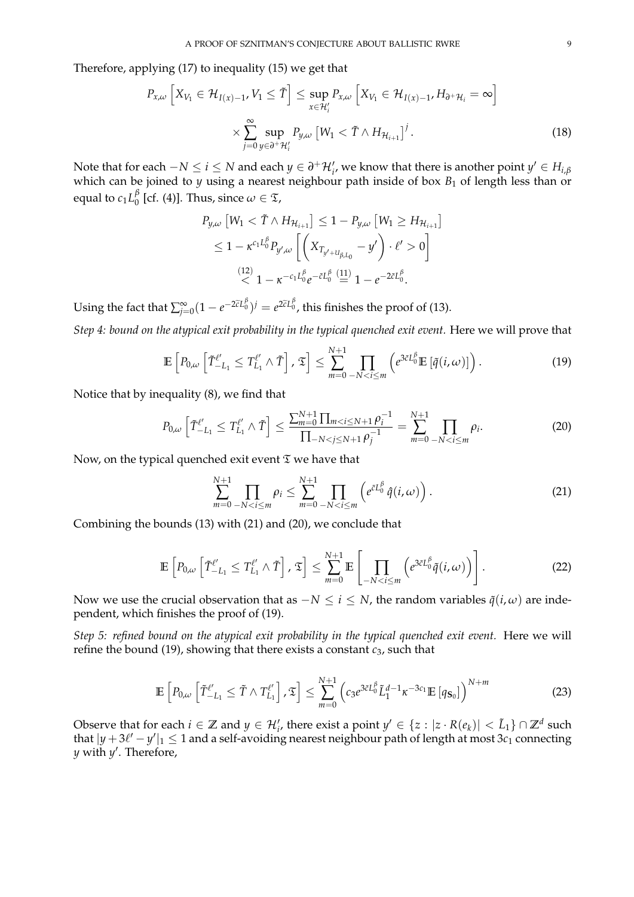Therefore, applying (17) to inequality (15) we get that

$$P_{x,\omega}\left[X_{V_1}\in\mathcal{H}_{I(x)-1},V_1\le\tilde{T}\right]\le\sup_{x\in\mathcal{H}'_i}P_{x,\omega}\left[X_{V_1}\in\mathcal{H}_{I(x)-1},H_{\partial^+\mathcal{H}_i}=\infty\right]$$
$$\times\sum_{j=0}^{\infty}\sup_{y\in\partial^+\mathcal{H}'_i}P_{y,\omega}\left[W_1<\tilde{T}\wedge H_{\mathcal{H}_{i+1}}\right]^j. \tag{18}$$

Note that for each $-N\le i\le N$ and each $y\in\partial^+\mathcal{H}'_i$, we know that there is another point $y'\in H_{i,\beta}$ which can be joined to $y$ using a nearest neighbour path inside of box $B_1$ of length less than or equal to $c_1L_0^\beta$ [cf. (4)]. Thus, since $\omega\in\mathfrak{T}$,

$$\begin{aligned}P_{y,\omega}\left[W_1<\tilde{T}\wedge H_{\mathcal{H}_{i+1}}\right]&\le 1-P_{y,\omega}\left[W_1\ge H_{\mathcal{H}_{i+1}}\right]\\&\le 1-\kappa^{c_1L_0^\beta}P_{y',\omega}\left[\left(X_{T_{y'+U_{\beta,L_0}}}-y'\right)\cdot\ell'>0\right]\\&\overset{(12)}{<}1-\kappa^{-c_1L_0^\beta}e^{-\tilde{c}L_0^\beta}\overset{(11)}{=}1-e^{-2\tilde{c}L_0^\beta}.\end{aligned}$$

Using the fact that $\sum_{j=0}^\infty(1-e^{-2\tilde{c}L_0^\beta})^j=e^{2\tilde{c}L_0^\beta}$, this finishes the proof of (13).

*Step 4: bound on the atypical exit probability in the typical quenched exit event.* Here we will prove that

$$\mathbb{E}\left[P_{0,\omega}\left[\tilde{T}^{\ell'}_{-L_1}\le T^{\ell'}_{L_1}\wedge\tilde{T}\right],\mathfrak{T}\right]\le\sum_{m=0}^{N+1}\prod_{-N<i\le m}\left(e^{3\tilde{c}L_0^\beta}\mathbb{E}\left[\tilde{q}(i,\omega)\right]\right). \tag{19}$$

Notice that by inequality (8), we find that

$$P_{0,\omega}\left[\tilde{T}^{\ell'}_{-L_1}\le T^{\ell'}_{L_1}\wedge\tilde{T}\right]\le\frac{\sum_{m=0}^{N+1}\prod_{m<i\le N+1}\rho_i^{-1}}{\prod_{-N<j\le N+1}\rho_j^{-1}}=\sum_{m=0}^{N+1}\prod_{-N<i\le m}\rho_i. \tag{20}$$

Now, on the typical quenched exit event $\mathfrak{T}$ we have that

$$\sum_{m=0}^{N+1}\prod_{-N<i\le m}\rho_i\le\sum_{m=0}^{N+1}\prod_{-N<i\le m}\left(e^{\tilde{c}L_0^\beta}\hat{q}(i,\omega)\right). \tag{21}$$

Combining the bounds (13) with (21) and (20), we conclude that

$$\mathbb{E}\left[P_{0,\omega}\left[\tilde{T}^{\ell'}_{-L_1}\le T^{\ell'}_{L_1}\wedge\tilde{T}\right],\mathfrak{T}\right]\le\sum_{m=0}^{N+1}\mathbb{E}\left[\prod_{-N<i\le m}\left(e^{3\tilde{c}L_0^\beta}\tilde{q}(i,\omega)\right)\right]. \tag{22}$$

Now we use the crucial observation that as $-N\le i\le N$, the random variables $\tilde{q}(i,\omega)$ are independent, which finishes the proof of (19).

*Step 5: refined bound on the atypical exit probability in the typical quenched exit event.* Here we will refine the bound (19), showing that there exists a constant $c_3$, such that

$$\mathbb{E}\left[P_{0,\omega}\left[\tilde{T}^{\ell'}_{-L_1}\le\tilde{T}\wedge T^{\ell'}_{L_1}\right],\mathfrak{T}\right]\le\sum_{m=0}^{N+1}\left(c_3e^{3\tilde{c}L_0^\beta}\tilde{L}_1^{d-1}\kappa^{-3c_1}\mathbb{E}\left[q_{\mathbf{S}_0}\right]\right)^{N+m} \tag{23}$$

Observe that for each $i\in\mathbb{Z}$ and $y\in\mathcal{H}'_i$, there exist a point $y'\in\{z:|z\cdot R(e_k)|<\tilde{L}_1\}\cap\mathbb{Z}^d$ such that $|y+3\ell'-y'|_1\le 1$ and a self-avoiding nearest neighbour path of length at most $3c_1$ connecting $y$ with $y'$. Therefore,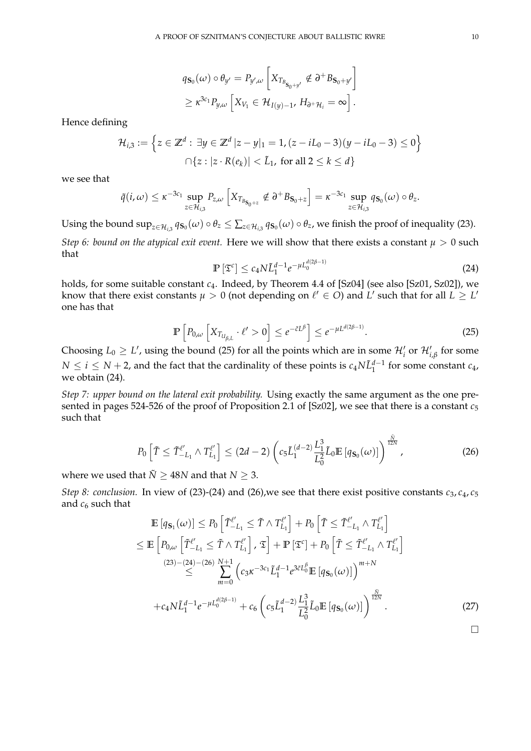$$
\begin{aligned}
q_{\mathbf{S}_0}(\omega) \circ \theta_{y'} &= P_{y',\omega}\left[X_{T_{B_{\mathbf{S}_0+y'}}} \notin \partial^+ B_{\mathbf{S}_0+y'}\right] \\
&\geq \kappa^{3c_1} P_{y,\omega}\left[X_{V_1} \in \mathcal{H}_{I(y)-1},\, H_{\partial^+\mathcal{H}_i} = \infty\right].
\end{aligned}
$$

Hence defining

$$
\begin{aligned}
\mathcal{H}_{i,3} := \Big\{ z \in \mathbb{Z}^d : \, &\exists y \in \mathbb{Z}^d \, |z-y|_1 = 1, (z - iL_0 - 3)(y - iL_0 - 3) \leq 0 \Big\} \\
&\cap \{ z : |z \cdot R(e_k)| < \tilde{L}_1, \text{ for all } 2 \leq k \leq d \}
\end{aligned}
$$

we see that

$$
\tilde{q}(i,\omega) \leq \kappa^{-3c_1} \sup_{z \in \mathcal{H}_{i,3}} P_{z,\omega}\left[X_{T_{B_{\mathbf{S}_0+z}}} \notin \partial^+ B_{\mathbf{S}_0+z}\right] = \kappa^{-3c_1} \sup_{z \in \mathcal{H}_{i,3}} q_{\mathbf{S}_0}(\omega) \circ \theta_z.
$$

Using the bound $\sup_{z\in\mathcal{H}_{i,3}} q_{\mathbf{S}_0}(\omega) \circ \theta_z \leq \sum_{z\in\mathcal{H}_{i,3}} q_{\mathbf{S}_0}(\omega) \circ \theta_z$, we finish the proof of inequality (23).

*Step 6: bound on the atypical exit event.* Here we will show that there exists a constant $\mu > 0$ such that

$$
\mathbb{P}\left[\mathfrak{T}^c\right] \leq c_4 N \tilde{L}_1^{d-1} e^{-\mu L_0^{d(2\beta-1)}} \tag{24}
$$

holds, for some suitable constant $c_4$. Indeed, by Theorem 4.4 of [Sz04] (see also [Sz01, Sz02]), we know that there exist constants $\mu > 0$ (not depending on $\ell' \in O$) and $L'$ such that for all $L \geq L'$ one has that

$$
\mathbb{P}\left[P_{0,\omega}\left[X_{T_{U_{\beta,L}}} \cdot \ell' > 0\right] \leq e^{-\tilde{c}L^\beta}\right] \leq e^{-\mu L^{d(2\beta-1)}}. \tag{25}
$$

Choosing $L_0 \geq L'$, using the bound (25) for all the points which are in some $\mathcal{H}'_i$ or $\mathcal{H}'_{i,\beta}$ for some $N \leq i \leq N+2$, and the fact that the cardinality of these points is $c_4 N \tilde{L}_1^{d-1}$ for some constant $c_4$, we obtain (24).

*Step 7: upper bound on the lateral exit probability.* Using exactly the same argument as the one presented in pages 524-526 of the proof of Proposition 2.1 of [Sz02], we see that there is a constant $c_5$ such that

$$
P_0\left[\tilde{T} \leq \tilde{T}^{\ell'}_{-L_1} \wedge T^{\ell'}_{L_1}\right] \leq (2d-2)\left(c_5 \tilde{L}_1^{(d-2)} \frac{L_1^3}{L_0^2} \tilde{L}_0 \mathbb{E}\left[q_{\mathbf{S}_0}(\omega)\right]\right)^{\frac{\tilde{N}}{12N}}, \tag{26}
$$

where we used that $\tilde{N} \geq 48N$ and that $N \geq 3$.

*Step 8: conclusion.* In view of (23)-(24) and (26),we see that there exist positive constants $c_3, c_4, c_5$ and $c_6$ such that

$$
\begin{aligned}
&\mathbb{E}\left[q_{\mathbf{S}_1}(\omega)\right] \leq P_0\left[\tilde{T}^{\ell'}_{-L_1} \leq \tilde{T} \wedge T^{\ell'}_{L_1}\right] + P_0\left[\tilde{T} \leq \tilde{T}^{\ell'}_{-L_1} \wedge T^{\ell'}_{L_1}\right] \\
&\leq \mathbb{E}\left[P_{0,\omega}\left[\tilde{T}^{\ell'}_{-L_1} \leq \tilde{T} \wedge T^{\ell'}_{L_1}\right], \mathfrak{T}\right] + \mathbb{P}\left[\mathfrak{T}^c\right] + P_0\left[\tilde{T} \leq \tilde{T}^{\ell'}_{-L_1} \wedge T^{\ell'}_{L_1}\right] \\
&\overset{(23)-(24)-(26)}{\leq} \sum_{m=0}^{N+1}\left(c_3 \kappa^{-3c_1} \tilde{L}_1^{d-1} e^{3\tilde{c}L_0^\beta} \mathbb{E}\left[q_{\mathbf{S}_0}(\omega)\right]\right)^{m+N} \\
&\quad + c_4 N \tilde{L}_1^{d-1} e^{-\mu L_0^{d(2\beta-1)}} + c_6\left(c_5 \tilde{L}_1^{d-2)} \frac{L_1^3}{L_0^2} \tilde{L}_0 \mathbb{E}\left[q_{\mathbf{S}_0}(\omega)\right]\right)^{\frac{\tilde{N}}{12N}}.
\end{aligned} \tag{27}
$$

$\square$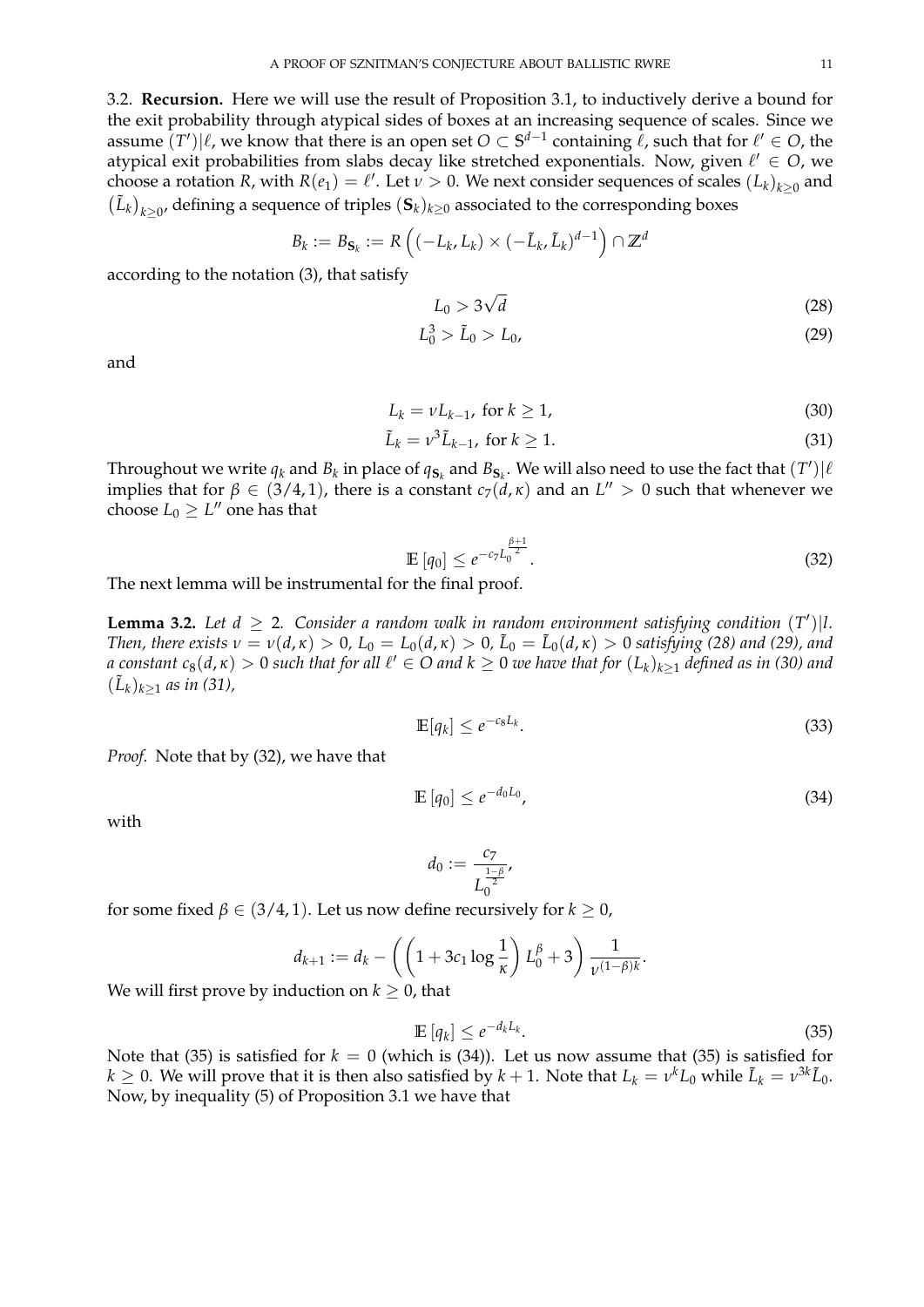3.2. **Recursion.** Here we will use the result of Proposition 3.1, to inductively derive a bound for the exit probability through atypical sides of boxes at an increasing sequence of scales. Since we assume $(T')|\ell$, we know that there is an open set $O \subset \mathbb{S}^{d-1}$ containing $\ell$, such that for $\ell' \in O$, the atypical exit probabilities from slabs decay like stretched exponentials. Now, given $\ell' \in O$, we choose a rotation $R$, with $R(e_1) = \ell'$. Let $\nu > 0$. We next consider sequences of scales $(L_k)_{k\geq 0}$ and $(\tilde{L}_k)_{k\geq 0}$, defining a sequence of triples $(\mathbf{S}_k)_{k\geq 0}$ associated to the corresponding boxes

$$B_k := B_{\mathbf{S}_k} := R\left((-L_k, L_k) \times (-\tilde{L}_k, \tilde{L}_k)^{d-1}\right) \cap \mathbb{Z}^d$$

according to the notation (3), that satisfy

$$L_0 > 3\sqrt{d} \tag{28}$$

$$L_0^3 > \tilde{L}_0 > L_0, \tag{29}$$

and

$$L_k = \nu L_{k-1}, \text{ for } k \geq 1, \tag{30}$$

$$\tilde{L}_k = \nu^3 \tilde{L}_{k-1}, \text{ for } k \geq 1. \tag{31}$$

Throughout we write $q_k$ and $B_k$ in place of $q_{\mathbf{S}_k}$ and $B_{\mathbf{S}_k}$. We will also need to use the fact that $(T')|\ell$ implies that for $\beta \in (3/4, 1)$, there is a constant $c_7(d,\kappa)$ and an $L'' > 0$ such that whenever we choose $L_0 \geq L''$ one has that

$$\mathbb{E}\left[q_0\right] \leq e^{-c_7 L_0^{\frac{\beta+1}{2}}}. \tag{32}$$

The next lemma will be instrumental for the final proof.

**Lemma 3.2.** *Let $d \geq 2$. Consider a random walk in random environment satisfying condition $(T')|l$. Then, there exists $\nu = \nu(d,\kappa) > 0$, $L_0 = L_0(d,\kappa) > 0$, $\tilde{L}_0 = \tilde{L}_0(d,\kappa) > 0$ satisfying (28) and (29), and a constant $c_8(d,\kappa) > 0$ such that for all $\ell' \in O$ and $k \geq 0$ we have that for $(L_k)_{k\geq 1}$ defined as in (30) and $(\tilde{L}_k)_{k\geq 1}$ as in (31),*

$$\mathbb{E}[q_k] \leq e^{-c_8 L_k}. \tag{33}$$

*Proof.* Note that by (32), we have that

$$\mathbb{E}\left[q_0\right] \leq e^{-d_0 L_0}, \tag{34}$$

with

$$d_0 := \frac{c_7}{L_0^{\frac{1-\beta}{2}}},$$

for some fixed $\beta \in (3/4, 1)$. Let us now define recursively for $k \geq 0$,

$$d_{k+1} := d_k - \left(\left(1 + 3c_1 \log\frac{1}{\kappa}\right) L_0^\beta + 3\right) \frac{1}{\nu^{(1-\beta)k}}.$$

We will first prove by induction on $k \geq 0$, that

$$\mathbb{E}\left[q_k\right] \leq e^{-d_k L_k}. \tag{35}$$

Note that (35) is satisfied for $k = 0$ (which is (34)). Let us now assume that (35) is satisfied for $k \geq 0$. We will prove that it is then also satisfied by $k+1$. Note that $L_k = \nu^k L_0$ while $\tilde{L}_k = \nu^{3k}\tilde{L}_0$. Now, by inequality (5) of Proposition 3.1 we have that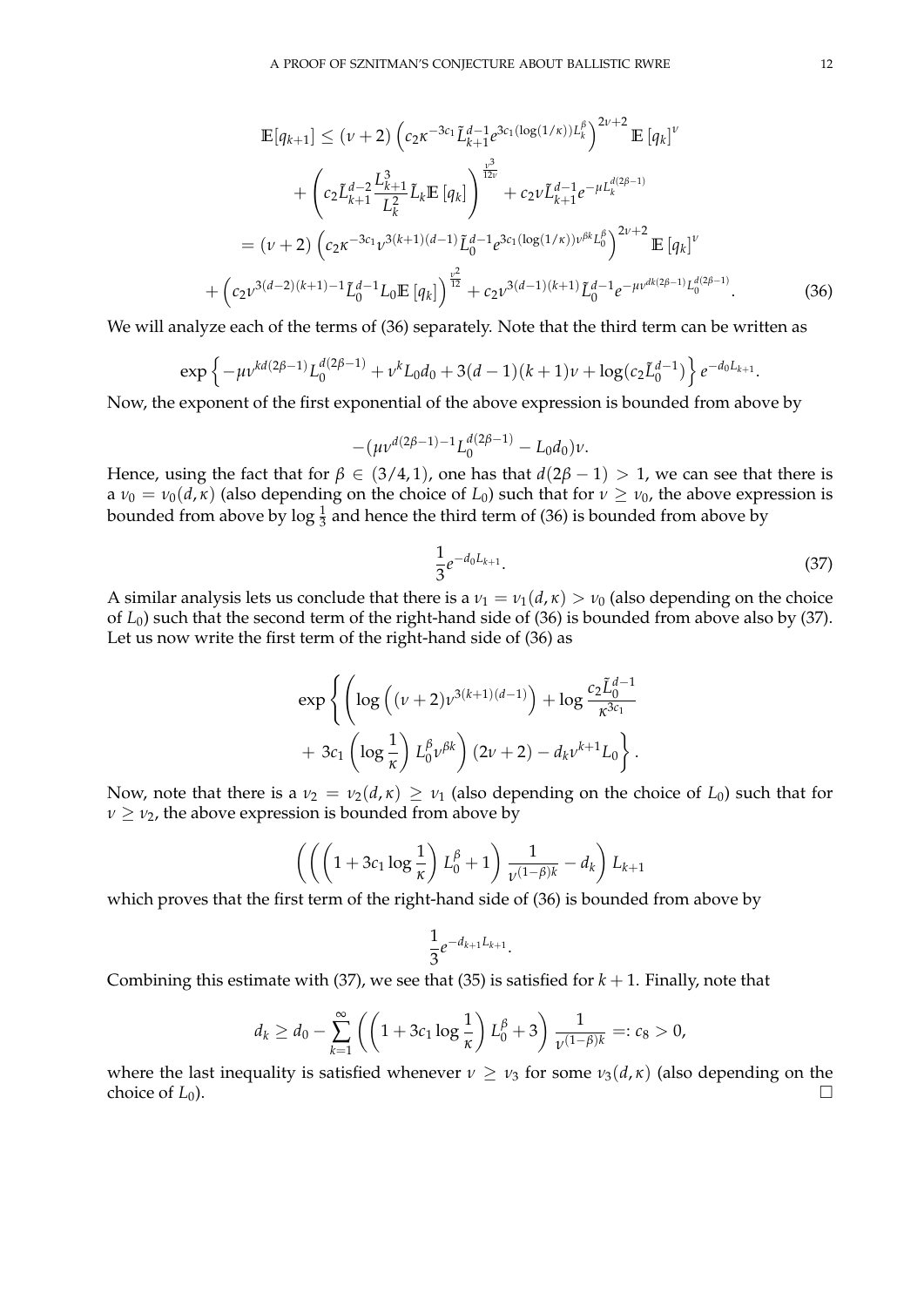$$
\begin{aligned}
\mathbb{E}[q_{k+1}] &\leq (\nu+2)\left(c_2\kappa^{-3c_1}\tilde{L}_{k+1}^{d-1}e^{3c_1(\log(1/\kappa))L_k^\beta}\right)^{2\nu+2}\mathbb{E}\left[q_k\right]^\nu \\
&\quad + \left(c_2\tilde{L}_{k+1}^{d-2}\frac{L_{k+1}^3}{L_k^2}\tilde{L}_k\mathbb{E}\left[q_k\right]\right)^{\frac{\nu^3}{12\nu}} + c_2\nu\tilde{L}_{k+1}^{d-1}e^{-\mu L_k^{d(2\beta-1)}} \\
&= (\nu+2)\left(c_2\kappa^{-3c_1}\nu^{3(k+1)(d-1)}\tilde{L}_0^{d-1}e^{3c_1(\log(1/\kappa))\nu^{\beta k}L_0^\beta}\right)^{2\nu+2}\mathbb{E}\left[q_k\right]^\nu \\
&\quad + \left(c_2\nu^{3(d-2)(k+1)-1}\tilde{L}_0^{d-1}L_0\mathbb{E}\left[q_k\right]\right)^{\frac{\nu^2}{12}} + c_2\nu^{3(d-1)(k+1)}\tilde{L}_0^{d-1}e^{-\mu\nu^{dk(2\beta-1)}L_0^{d(2\beta-1)}}.
\end{aligned} \tag{36}
$$

We will analyze each of the terms of (36) separately. Note that the third term can be written as

$$
\exp\left\{-\mu\nu^{kd(2\beta-1)}L_0^{d(2\beta-1)} + \nu^k L_0 d_0 + 3(d-1)(k+1)\nu + \log(c_2\tilde{L}_0^{d-1})\right\}e^{-d_0 L_{k+1}}.
$$

Now, the exponent of the first exponential of the above expression is bounded from above by

$$
-(\mu\nu^{d(2\beta-1)-1}L_0^{d(2\beta-1)} - L_0 d_0)\nu.
$$

Hence, using the fact that for $\beta \in (3/4, 1)$, one has that $d(2\beta-1) > 1$, we can see that there is a $\nu_0 = \nu_0(d,\kappa)$ (also depending on the choice of $L_0$) such that for $\nu \geq \nu_0$, the above expression is bounded from above by $\log\frac{1}{3}$ and hence the third term of (36) is bounded from above by

$$
\frac{1}{3}e^{-d_0 L_{k+1}}. \tag{37}
$$

A similar analysis lets us conclude that there is a $\nu_1 = \nu_1(d,\kappa) > \nu_0$ (also depending on the choice of $L_0$) such that the second term of the right-hand side of (36) is bounded from above also by (37). Let us now write the first term of the right-hand side of (36) as

$$
\begin{aligned}
\exp\Bigg\{\Bigg(&\log\left((\nu+2)\nu^{3(k+1)(d-1)}\right) + \log\frac{c_2\tilde{L}_0^{d-1}}{\kappa^{3c_1}} \\
&+ 3c_1\left(\log\frac{1}{\kappa}\right)L_0^\beta\nu^{\beta k}\Bigg)(2\nu+2) - d_k\nu^{k+1}L_0\Bigg\}.
\end{aligned}
$$

Now, note that there is a $\nu_2 = \nu_2(d,\kappa) \geq \nu_1$ (also depending on the choice of $L_0$) such that for $\nu \geq \nu_2$, the above expression is bounded from above by

$$
\left(\left(\left(1 + 3c_1\log\frac{1}{\kappa}\right)L_0^\beta + 1\right)\frac{1}{\nu^{(1-\beta)k}} - d_k\right)L_{k+1}
$$

which proves that the first term of the right-hand side of (36) is bounded from above by

$$
\frac{1}{3}e^{-d_{k+1}L_{k+1}}.
$$

Combining this estimate with (37), we see that (35) is satisfied for $k+1$. Finally, note that

$$
d_k \geq d_0 - \sum_{k=1}^{\infty}\left(\left(1 + 3c_1\log\frac{1}{\kappa}\right)L_0^\beta + 3\right)\frac{1}{\nu^{(1-\beta)k}} =: c_8 > 0,
$$

where the last inequality is satisfied whenever $\nu \geq \nu_3$ for some $\nu_3(d,\kappa)$ (also depending on the choice of $L_0$). $\square$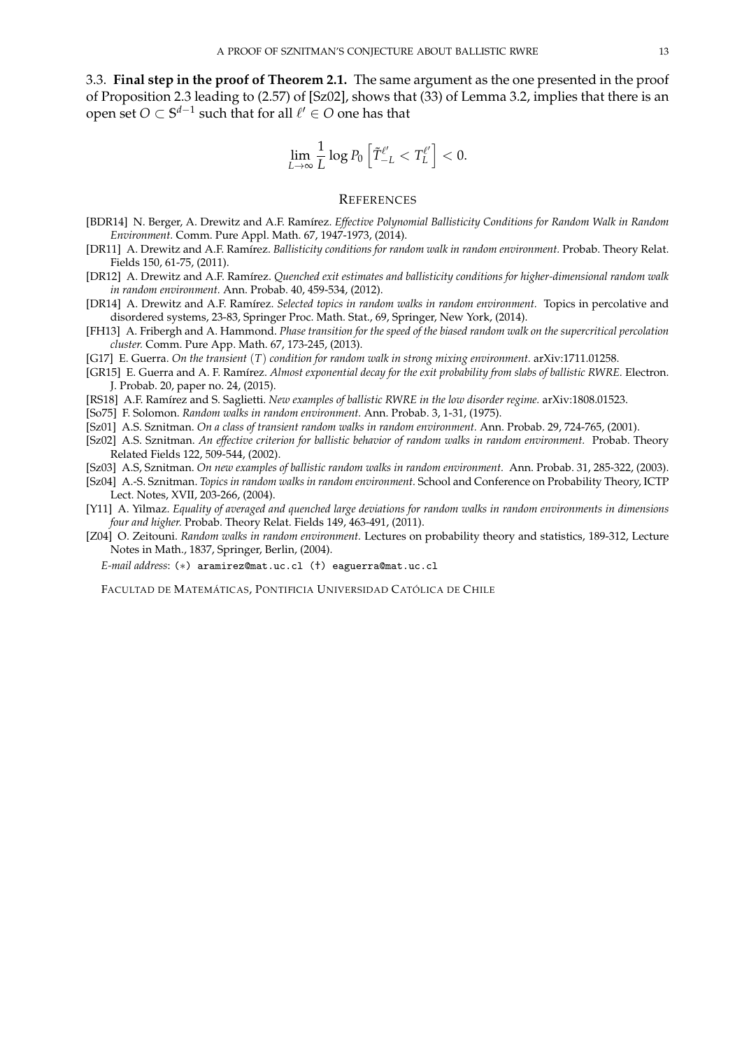### 3.3. **Final step in the proof of Theorem 2.1.**

The same argument as the one presented in the proof of Proposition 2.3 leading to (2.57) of [Sz02], shows that (33) of Lemma 3.2, implies that there is an open set $O \subset \mathbb{S}^{d-1}$ such that for all $\ell' \in O$ one has that

$$\lim_{L\to\infty} \frac{1}{L} \log P_0 \left[ \tilde{T}_{-L}^{\ell'} < T_L^{\ell'} \right] < 0.$$

## References

- [BDR14] N. Berger, A. Drewitz and A.F. Ramírez. *Effective Polynomial Ballisticity Conditions for Random Walk in Random Environment.* Comm. Pure Appl. Math. 67, 1947-1973, (2014).
- [DR11] A. Drewitz and A.F. Ramírez. *Ballisticity conditions for random walk in random environment.* Probab. Theory Relat. Fields 150, 61-75, (2011).
- [DR12] A. Drewitz and A.F. Ramírez. *Quenched exit estimates and ballisticity conditions for higher-dimensional random walk in random environment.* Ann. Probab. 40, 459-534, (2012).
- [DR14] A. Drewitz and A.F. Ramírez. *Selected topics in random walks in random environment.* Topics in percolative and disordered systems, 23-83, Springer Proc. Math. Stat., 69, Springer, New York, (2014).
- [FH13] A. Fribergh and A. Hammond. *Phase transition for the speed of the biased random walk on the supercritical percolation cluster.* Comm. Pure App. Math. 67, 173-245, (2013).
- [G17] E. Guerra. *On the transient $(T)$ condition for random walk in strong mixing environment.* arXiv:1711.01258.
- [GR15] E. Guerra and A. F. Ramírez. *Almost exponential decay for the exit probability from slabs of ballistic RWRE.* Electron. J. Probab. 20, paper no. 24, (2015).
- [RS18] A.F. Ramírez and S. Saglietti. *New examples of ballistic RWRE in the low disorder regime.* arXiv:1808.01523.
- [So75] F. Solomon. *Random walks in random environment.* Ann. Probab. 3, 1-31, (1975).
- [Sz01] A.S. Sznitman. *On a class of transient random walks in random environment.* Ann. Probab. 29, 724-765, (2001).
- [Sz02] A.S. Sznitman. *An effective criterion for ballistic behavior of random walks in random environment.* Probab. Theory Related Fields 122, 509-544, (2002).
- [Sz03] A.S, Sznitman. *On new examples of ballistic random walks in random environment.* Ann. Probab. 31, 285-322, (2003).
- [Sz04] A.-S. Sznitman. *Topics in random walks in random environment.* School and Conference on Probability Theory, ICTP Lect. Notes, XVII, 203-266, (2004).
- [Y11] A. Yilmaz. *Equality of averaged and quenched large deviations for random walks in random environments in dimensions four and higher.* Probab. Theory Relat. Fields 149, 463-491, (2011).
- [Z04] O. Zeitouni. *Random walks in random environment.* Lectures on probability theory and statistics, 189-312, Lecture Notes in Math., 1837, Springer, Berlin, (2004).

*E-mail address*: (∗) aramirez@mat.uc.cl (†) eaguerra@mat.uc.cl

Facultad de Matemáticas, Pontificia Universidad Católica de Chile